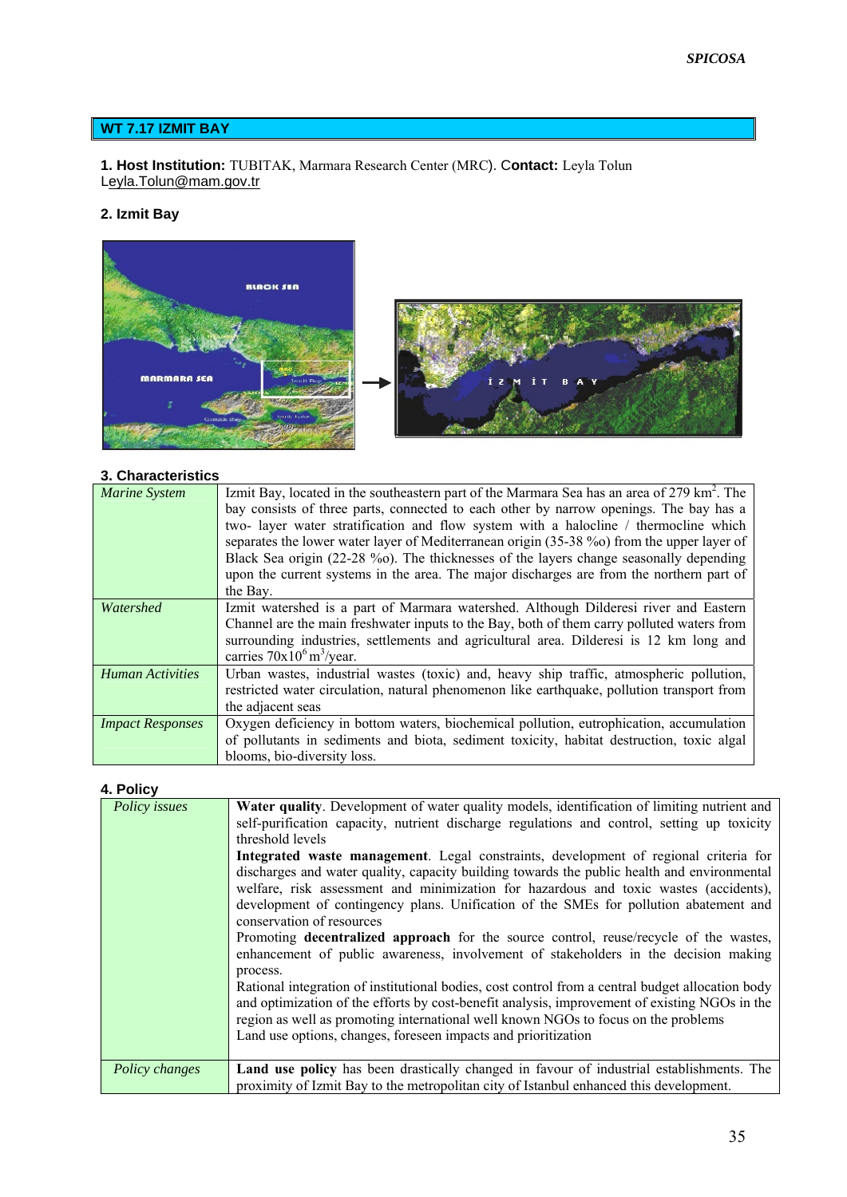## WT 7.17 IZMIT BAY

**1. Host Institution:** TUBITAK, Marmara Research Center (MRC). **Contact:** Leyla Tolun Leyla.Tolun@mam.gov.tr

**2. Izmit Bay**

**3. Characteristics**

| | |
|---|---|
| *Marine System* | Izmit Bay, located in the southeastern part of the Marmara Sea has an area of 279 km$^2$. The bay consists of three parts, connected to each other by narrow openings. The bay has a two- layer water stratification and flow system with a halocline / thermocline which separates the lower water layer of Mediterranean origin (35-38 ‰) from the upper layer of Black Sea origin (22-28 ‰). The thicknesses of the layers change seasonally depending upon the current systems in the area. The major discharges are from the northern part of the Bay. |
| *Watershed* | Izmit watershed is a part of Marmara watershed. Although Dilderesi river and Eastern Channel are the main freshwater inputs to the Bay, both of them carry polluted waters from surrounding industries, settlements and agricultural area. Dilderesi is 12 km long and carries $70 \times 10^6$ m$^3$/year. |
| *Human Activities* | Urban wastes, industrial wastes (toxic) and, heavy ship traffic, atmospheric pollution, restricted water circulation, natural phenomenon like earthquake, pollution transport from the adjacent seas |
| *Impact Responses* | Oxygen deficiency in bottom waters, biochemical pollution, eutrophication, accumulation of pollutants in sediments and biota, sediment toxicity, habitat destruction, toxic algal blooms, bio-diversity loss. |

**4. Policy**

| | |
|---|---|
| *Policy issues* | **Water quality**. Development of water quality models, identification of limiting nutrient and self-purification capacity, nutrient discharge regulations and control, setting up toxicity threshold levels<br>**Integrated waste management**. Legal constraints, development of regional criteria for discharges and water quality, capacity building towards the public health and environmental welfare, risk assessment and minimization for hazardous and toxic wastes (accidents), development of contingency plans. Unification of the SMEs for pollution abatement and conservation of resources<br>Promoting **decentralized approach** for the source control, reuse/recycle of the wastes, enhancement of public awareness, involvement of stakeholders in the decision making process.<br>Rational integration of institutional bodies, cost control from a central budget allocation body and optimization of the efforts by cost-benefit analysis, improvement of existing NGOs in the region as well as promoting international well known NGOs to focus on the problems<br>Land use options, changes, foreseen impacts and prioritization |
| *Policy changes* | **Land use policy** has been drastically changed in favour of industrial establishments. The proximity of Izmit Bay to the metropolitan city of Istanbul enhanced this development. |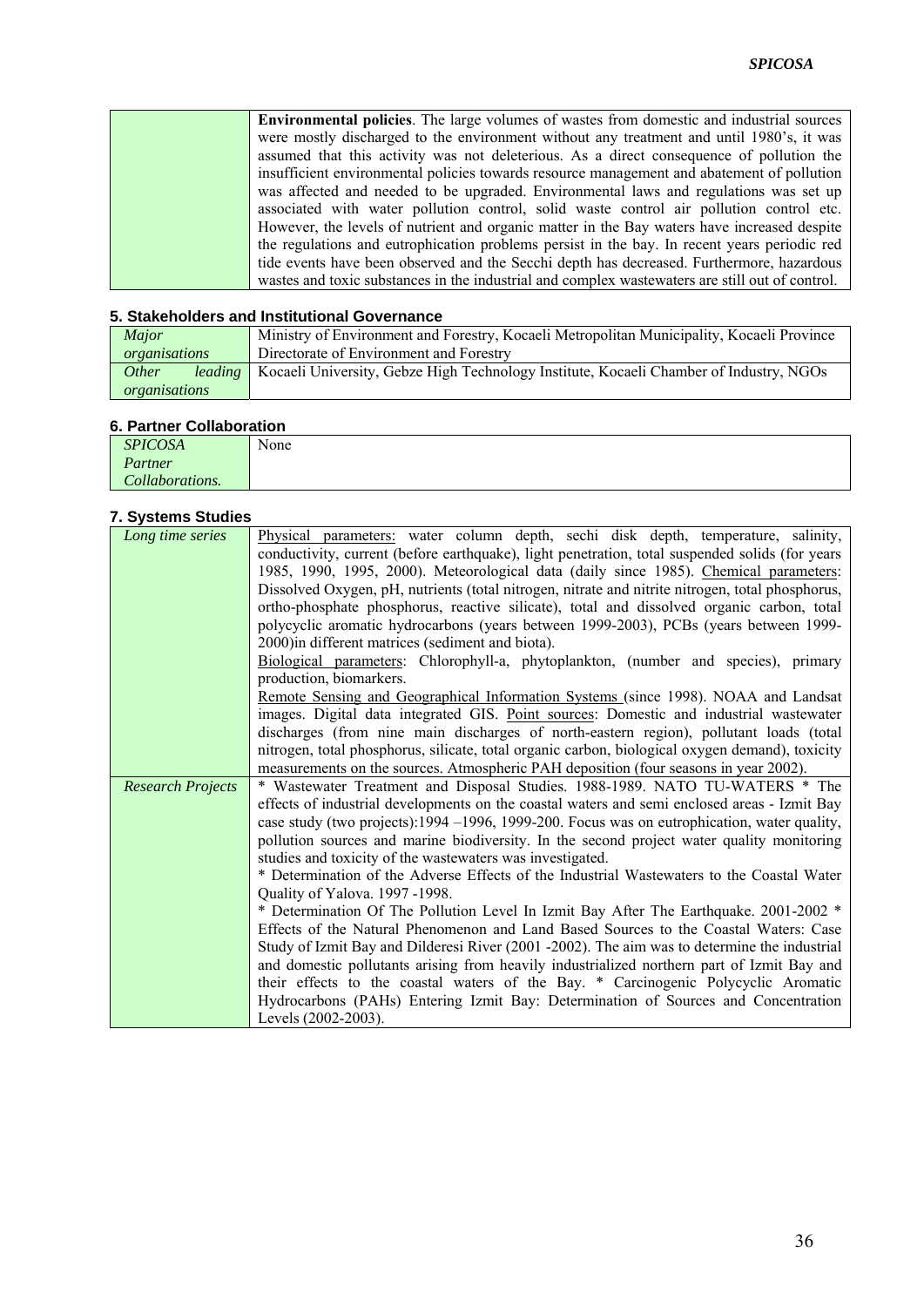| | |
|---|---|
| | **Environmental policies**. The large volumes of wastes from domestic and industrial sources were mostly discharged to the environment without any treatment and until 1980's, it was assumed that this activity was not deleterious. As a direct consequence of pollution the insufficient environmental policies towards resource management and abatement of pollution was affected and needed to be upgraded. Environmental laws and regulations was set up associated with water pollution control, solid waste control air pollution control etc. However, the levels of nutrient and organic matter in the Bay waters have increased despite the regulations and eutrophication problems persist in the bay. In recent years periodic red tide events have been observed and the Secchi depth has decreased. Furthermore, hazardous wastes and toxic substances in the industrial and complex wastewaters are still out of control. |

### 5. Stakeholders and Institutional Governance

| | |
|---|---|
| *Major organisations* | Ministry of Environment and Forestry, Kocaeli Metropolitan Municipality, Kocaeli Province Directorate of Environment and Forestry |
| *Other leading organisations* | Kocaeli University, Gebze High Technology Institute, Kocaeli Chamber of Industry, NGOs |

### 6. Partner Collaboration

| | |
|---|---|
| *SPICOSA Partner Collaborations.* | None |

### 7. Systems Studies

| | |
|---|---|
| *Long time series* | <u>Physical parameters:</u> water column depth, sechi disk depth, temperature, salinity, conductivity, current (before earthquake), light penetration, total suspended solids (for years 1985, 1990, 1995, 2000). Meteorological data (daily since 1985). <u>Chemical parameters</u>: Dissolved Oxygen, pH, nutrients (total nitrogen, nitrate and nitrite nitrogen, total phosphorus, ortho-phosphate phosphorus, reactive silicate), total and dissolved organic carbon, total polycyclic aromatic hydrocarbons (years between 1999-2003), PCBs (years between 1999-2000)in different matrices (sediment and biota).<br><u>Biological parameters</u>: Chlorophyll-a, phytoplankton, (number and species), primary production, biomarkers.<br><u>Remote Sensing and Geographical Information Systems</u> (since 1998). NOAA and Landsat images. Digital data integrated GIS. <u>Point sources</u>: Domestic and industrial wastewater discharges (from nine main discharges of north-eastern region), pollutant loads (total nitrogen, total phosphorus, silicate, total organic carbon, biological oxygen demand), toxicity measurements on the sources. Atmospheric PAH deposition (four seasons in year 2002). |
| *Research Projects* | * Wastewater Treatment and Disposal Studies. 1988-1989. NATO TU-WATERS * The effects of industrial developments on the coastal waters and semi enclosed areas - Izmit Bay case study (two projects):1994 –1996, 1999-200. Focus was on eutrophication, water quality, pollution sources and marine biodiversity. In the second project water quality monitoring studies and toxicity of the wastewaters was investigated.<br>* Determination of the Adverse Effects of the Industrial Wastewaters to the Coastal Water Quality of Yalova. 1997 -1998.<br>* Determination Of The Pollution Level In Izmit Bay After The Earthquake. 2001-2002 * Effects of the Natural Phenomenon and Land Based Sources to the Coastal Waters: Case Study of Izmit Bay and Dilderesi River (2001 -2002). The aim was to determine the industrial and domestic pollutants arising from heavily industrialized northern part of Izmit Bay and their effects to the coastal waters of the Bay. * Carcinogenic Polycyclic Aromatic Hydrocarbons (PAHs) Entering Izmit Bay: Determination of Sources and Concentration Levels (2002-2003). |